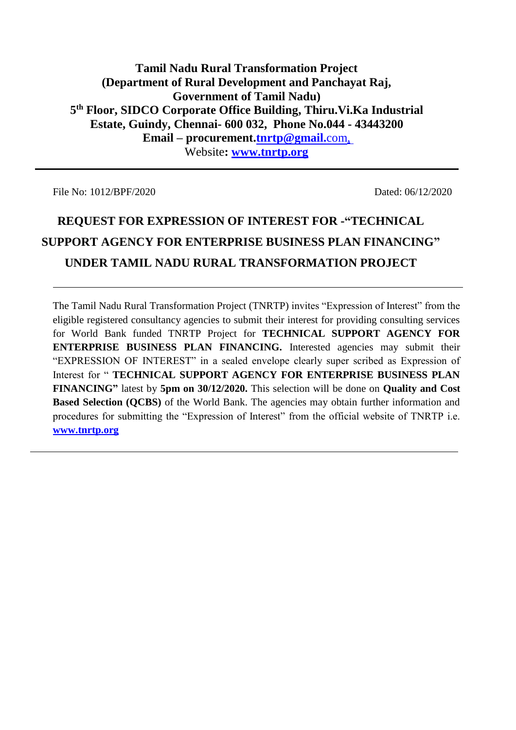**Tamil Nadu Rural Transformation Project**
**(Department of Rural Development and Panchayat Raj, Government of Tamil Nadu)**
**5th Floor, SIDCO Corporate Office Building, Thiru.Vi.Ka Industrial Estate, Guindy, Chennai- 600 032, Phone No.044 - 43443200**
**Email – procurement.tnrtp@gmail.com,**
Website**: www.tnrtp.org**

---

File No: 1012/BPF/2020 Dated: 06/12/2020

# REQUEST FOR EXPRESSION OF INTEREST FOR -"TECHNICAL SUPPORT AGENCY FOR ENTERPRISE BUSINESS PLAN FINANCING" UNDER TAMIL NADU RURAL TRANSFORMATION PROJECT

---

The Tamil Nadu Rural Transformation Project (TNRTP) invites "Expression of Interest" from the eligible registered consultancy agencies to submit their interest for providing consulting services for World Bank funded TNRTP Project for **TECHNICAL SUPPORT AGENCY FOR ENTERPRISE BUSINESS PLAN FINANCING.** Interested agencies may submit their "EXPRESSION OF INTEREST" in a sealed envelope clearly super scribed as Expression of Interest for " **TECHNICAL SUPPORT AGENCY FOR ENTERPRISE BUSINESS PLAN FINANCING"** latest by **5pm on 30/12/2020.** This selection will be done on **Quality and Cost Based Selection (QCBS)** of the World Bank. The agencies may obtain further information and procedures for submitting the "Expression of Interest" from the official website of TNRTP i.e. **www.tnrtp.org**

---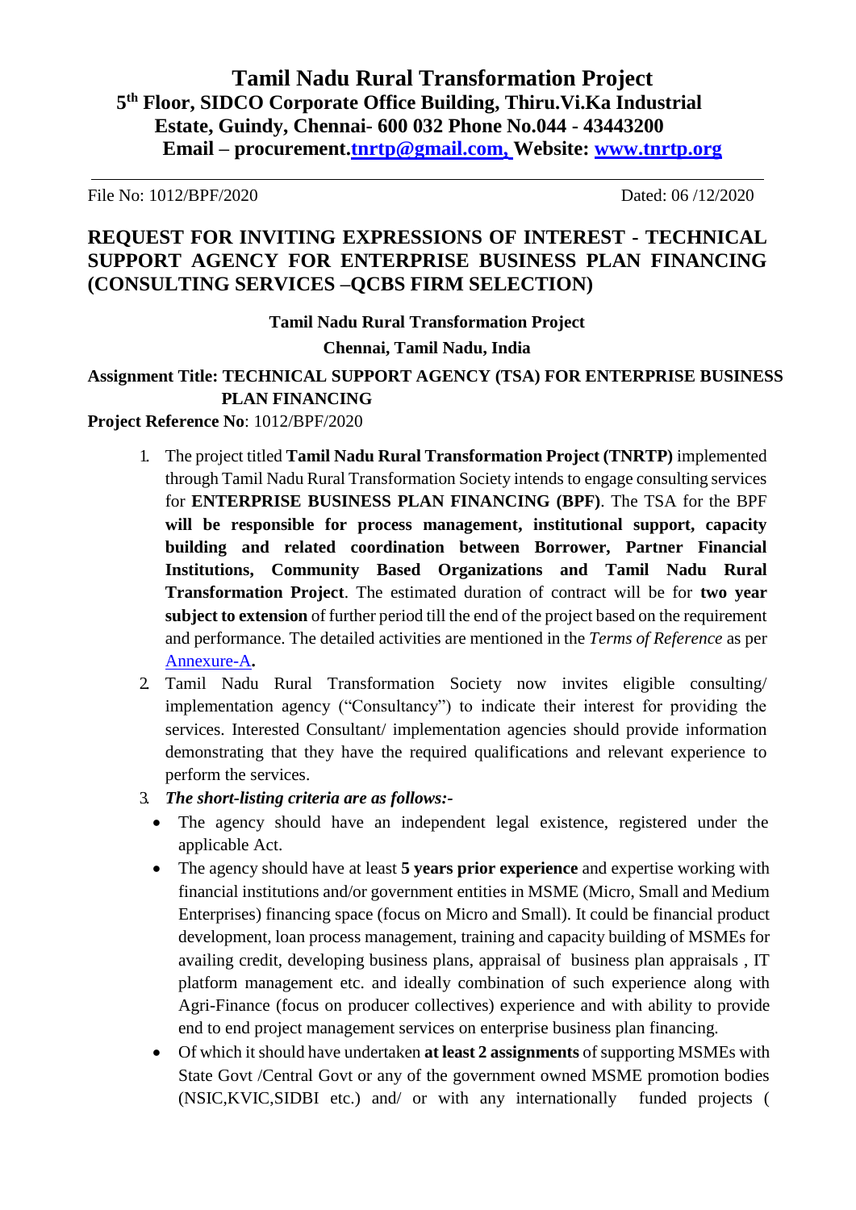# Tamil Nadu Rural Transformation Project

**5th Floor, SIDCO Corporate Office Building, Thiru.Vi.Ka Industrial Estate, Guindy, Chennai- 600 032 Phone No.044 - 43443200**

**Email – procurement.tnrtp@gmail.com, Website: www.tnrtp.org**

---

File No: 1012/BPF/2020 Dated: 06 /12/2020

## REQUEST FOR INVITING EXPRESSIONS OF INTEREST - TECHNICAL SUPPORT AGENCY FOR ENTERPRISE BUSINESS PLAN FINANCING (CONSULTING SERVICES –QCBS FIRM SELECTION)

**Tamil Nadu Rural Transformation Project**

**Chennai, Tamil Nadu, India**

**Assignment Title: TECHNICAL SUPPORT AGENCY (TSA) FOR ENTERPRISE BUSINESS PLAN FINANCING**

**Project Reference No**: 1012/BPF/2020

1. The project titled **Tamil Nadu Rural Transformation Project (TNRTP)** implemented through Tamil Nadu Rural Transformation Society intends to engage consulting services for **ENTERPRISE BUSINESS PLAN FINANCING (BPF)**. The TSA for the BPF **will be responsible for process management, institutional support, capacity building and related coordination between Borrower, Partner Financial Institutions, Community Based Organizations and Tamil Nadu Rural Transformation Project**. The estimated duration of contract will be for **two year subject to extension** of further period till the end of the project based on the requirement and performance. The detailed activities are mentioned in the *Terms of Reference* as per Annexure-A**.**
2. Tamil Nadu Rural Transformation Society now invites eligible consulting/ implementation agency ("Consultancy") to indicate their interest for providing the services. Interested Consultant/ implementation agencies should provide information demonstrating that they have the required qualifications and relevant experience to perform the services.
3. ***The short-listing criteria are as follows:-***
   - The agency should have an independent legal existence, registered under the applicable Act.
   - The agency should have at least **5 years prior experience** and expertise working with financial institutions and/or government entities in MSME (Micro, Small and Medium Enterprises) financing space (focus on Micro and Small). It could be financial product development, loan process management, training and capacity building of MSMEs for availing credit, developing business plans, appraisal of business plan appraisals , IT platform management etc. and ideally combination of such experience along with Agri-Finance (focus on producer collectives) experience and with ability to provide end to end project management services on enterprise business plan financing.
   - Of which it should have undertaken **at least 2 assignments** of supporting MSMEs with State Govt /Central Govt or any of the government owned MSME promotion bodies (NSIC,KVIC,SIDBI etc.) and/ or with any internationally funded projects (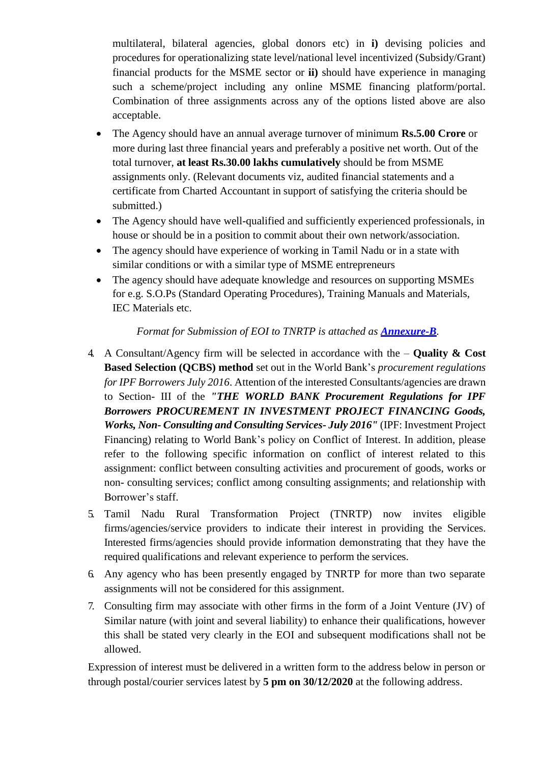multilateral, bilateral agencies, global donors etc) in **i)** devising policies and procedures for operationalizing state level/national level incentivized (Subsidy/Grant) financial products for the MSME sector or **ii)** should have experience in managing such a scheme/project including any online MSME financing platform/portal. Combination of three assignments across any of the options listed above are also acceptable.

- The Agency should have an annual average turnover of minimum **Rs.5.00 Crore** or more during last three financial years and preferably a positive net worth. Out of the total turnover, **at least Rs.30.00 lakhs cumulatively** should be from MSME assignments only. (Relevant documents viz, audited financial statements and a certificate from Charted Accountant in support of satisfying the criteria should be submitted.)
- The Agency should have well-qualified and sufficiently experienced professionals, in house or should be in a position to commit about their own network/association.
- The agency should have experience of working in Tamil Nadu or in a state with similar conditions or with a similar type of MSME entrepreneurs
- The agency should have adequate knowledge and resources on supporting MSMEs for e.g. S.O.Ps (Standard Operating Procedures), Training Manuals and Materials, IEC Materials etc.

*Format for Submission of EOI to TNRTP is attached as **Annexure-B**.*

4. A Consultant/Agency firm will be selected in accordance with the – **Quality & Cost Based Selection (QCBS) method** set out in the World Bank's *procurement regulations for IPF Borrowers July 2016*. Attention of the interested Consultants/agencies are drawn to Section- III of the ***"THE WORLD BANK Procurement Regulations for IPF Borrowers PROCUREMENT IN INVESTMENT PROJECT FINANCING Goods, Works, Non- Consulting and Consulting Services- July 2016"*** (IPF: Investment Project Financing) relating to World Bank's policy on Conflict of Interest. In addition, please refer to the following specific information on conflict of interest related to this assignment: conflict between consulting activities and procurement of goods, works or non- consulting services; conflict among consulting assignments; and relationship with Borrower's staff.
5. Tamil Nadu Rural Transformation Project (TNRTP) now invites eligible firms/agencies/service providers to indicate their interest in providing the Services. Interested firms/agencies should provide information demonstrating that they have the required qualifications and relevant experience to perform the services.
6. Any agency who has been presently engaged by TNRTP for more than two separate assignments will not be considered for this assignment.
7. Consulting firm may associate with other firms in the form of a Joint Venture (JV) of Similar nature (with joint and several liability) to enhance their qualifications, however this shall be stated very clearly in the EOI and subsequent modifications shall not be allowed.

Expression of interest must be delivered in a written form to the address below in person or through postal/courier services latest by **5 pm on 30/12/2020** at the following address.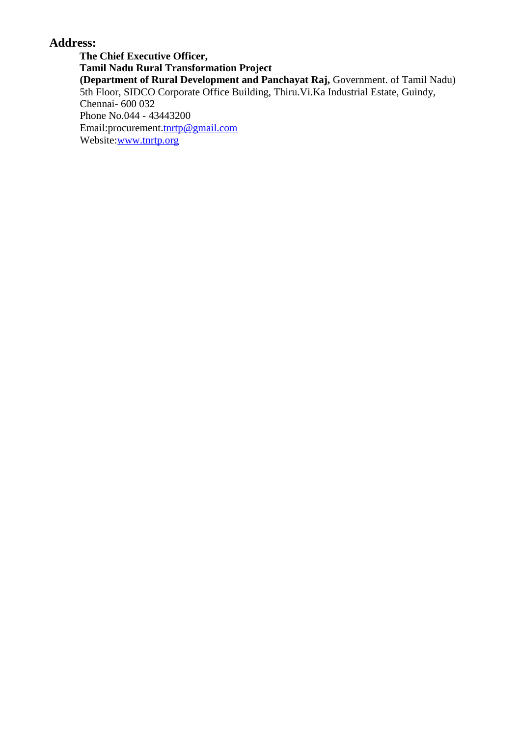## Address:

**The Chief Executive Officer,**
**Tamil Nadu Rural Transformation Project**
**(Department of Rural Development and Panchayat Raj,** Government. of Tamil Nadu)
5th Floor, SIDCO Corporate Office Building, Thiru.Vi.Ka Industrial Estate, Guindy, Chennai- 600 032
Phone No.044 - 43443200
Email:procurement.tnrtp@gmail.com
Website:www.tnrtp.org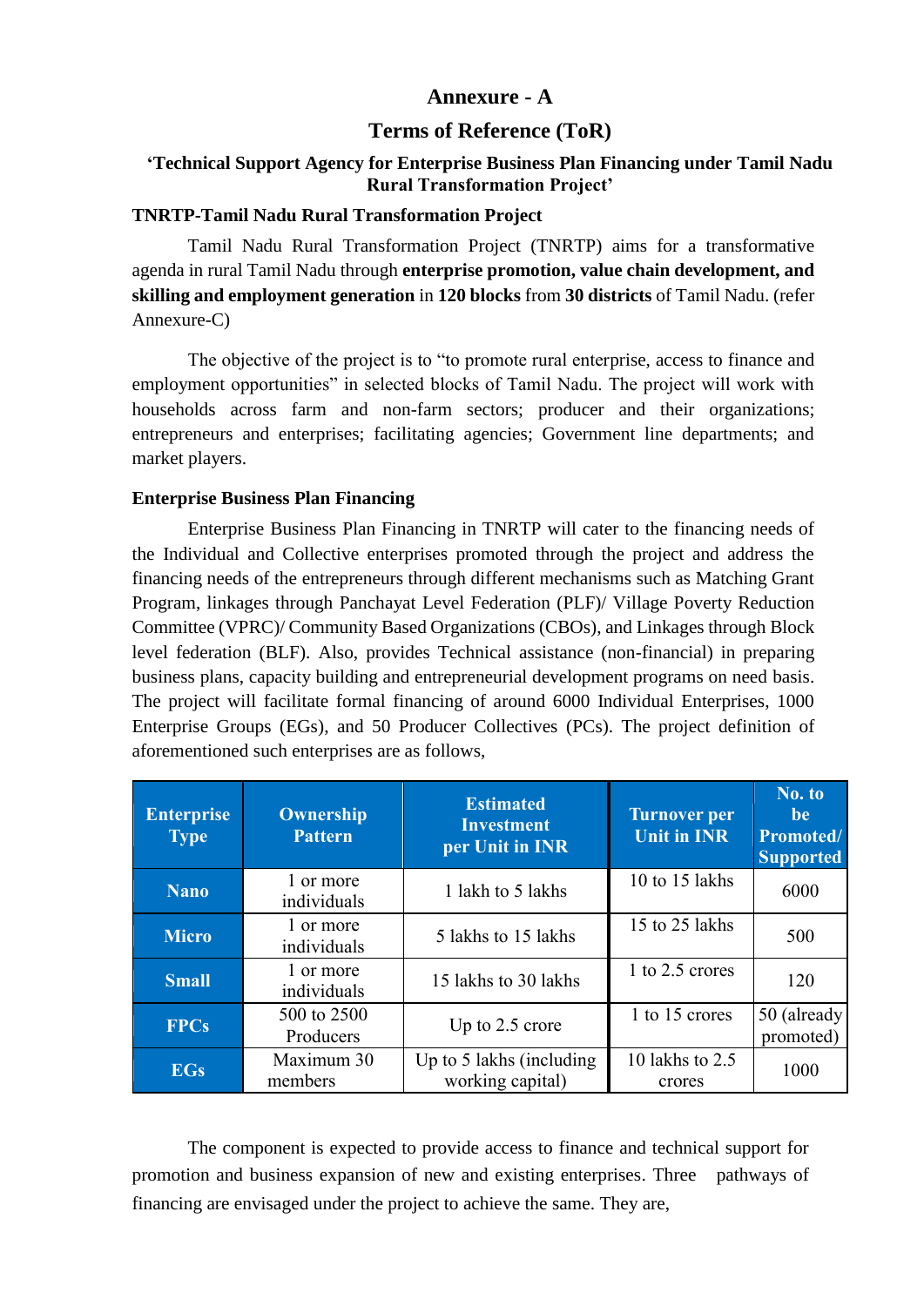# Annexure - A

## Terms of Reference (ToR)

### 'Technical Support Agency for Enterprise Business Plan Financing under Tamil Nadu Rural Transformation Project'

**TNRTP-Tamil Nadu Rural Transformation Project**

Tamil Nadu Rural Transformation Project (TNRTP) aims for a transformative agenda in rural Tamil Nadu through **enterprise promotion, value chain development, and skilling and employment generation** in **120 blocks** from **30 districts** of Tamil Nadu. (refer Annexure-C)

The objective of the project is to "to promote rural enterprise, access to finance and employment opportunities" in selected blocks of Tamil Nadu. The project will work with households across farm and non-farm sectors; producer and their organizations; entrepreneurs and enterprises; facilitating agencies; Government line departments; and market players.

**Enterprise Business Plan Financing**

Enterprise Business Plan Financing in TNRTP will cater to the financing needs of the Individual and Collective enterprises promoted through the project and address the financing needs of the entrepreneurs through different mechanisms such as Matching Grant Program, linkages through Panchayat Level Federation (PLF)/ Village Poverty Reduction Committee (VPRC)/ Community Based Organizations (CBOs), and Linkages through Block level federation (BLF). Also, provides Technical assistance (non-financial) in preparing business plans, capacity building and entrepreneurial development programs on need basis. The project will facilitate formal financing of around 6000 Individual Enterprises, 1000 Enterprise Groups (EGs), and 50 Producer Collectives (PCs). The project definition of aforementioned such enterprises are as follows,

| Enterprise Type | Ownership Pattern | Estimated Investment per Unit in INR | Turnover per Unit in INR | No. to be Promoted/ Supported |
|---|---|---|---|---|
| Nano | 1 or more individuals | 1 lakh to 5 lakhs | 10 to 15 lakhs | 6000 |
| Micro | 1 or more individuals | 5 lakhs to 15 lakhs | 15 to 25 lakhs | 500 |
| Small | 1 or more individuals | 15 lakhs to 30 lakhs | 1 to 2.5 crores | 120 |
| FPCs | 500 to 2500 Producers | Up to 2.5 crore | 1 to 15 crores | 50 (already promoted) |
| EGs | Maximum 30 members | Up to 5 lakhs (including working capital) | 10 lakhs to 2.5 crores | 1000 |

The component is expected to provide access to finance and technical support for promotion and business expansion of new and existing enterprises. Three pathways of financing are envisaged under the project to achieve the same. They are,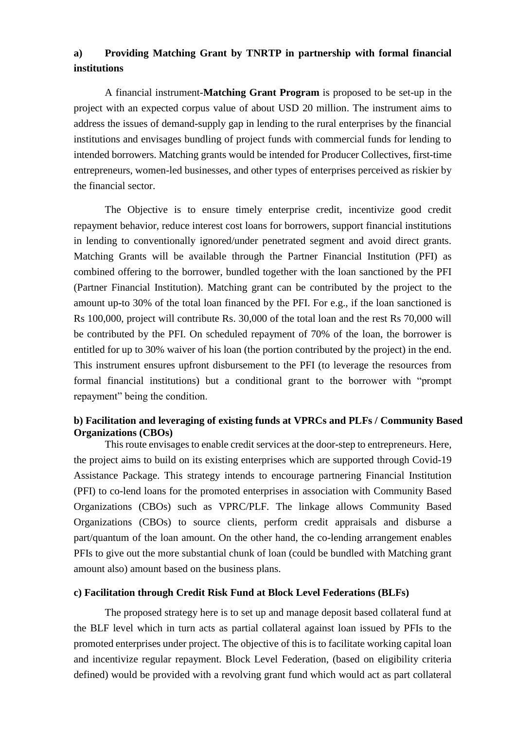### a) Providing Matching Grant by TNRTP in partnership with formal financial institutions

A financial instrument-**Matching Grant Program** is proposed to be set-up in the project with an expected corpus value of about USD 20 million. The instrument aims to address the issues of demand-supply gap in lending to the rural enterprises by the financial institutions and envisages bundling of project funds with commercial funds for lending to intended borrowers. Matching grants would be intended for Producer Collectives, first-time entrepreneurs, women-led businesses, and other types of enterprises perceived as riskier by the financial sector.

The Objective is to ensure timely enterprise credit, incentivize good credit repayment behavior, reduce interest cost loans for borrowers, support financial institutions in lending to conventionally ignored/under penetrated segment and avoid direct grants. Matching Grants will be available through the Partner Financial Institution (PFI) as combined offering to the borrower, bundled together with the loan sanctioned by the PFI (Partner Financial Institution). Matching grant can be contributed by the project to the amount up-to 30% of the total loan financed by the PFI. For e.g., if the loan sanctioned is Rs 100,000, project will contribute Rs. 30,000 of the total loan and the rest Rs 70,000 will be contributed by the PFI. On scheduled repayment of 70% of the loan, the borrower is entitled for up to 30% waiver of his loan (the portion contributed by the project) in the end. This instrument ensures upfront disbursement to the PFI (to leverage the resources from formal financial institutions) but a conditional grant to the borrower with "prompt repayment" being the condition.

### b) Facilitation and leveraging of existing funds at VPRCs and PLFs / Community Based Organizations (CBOs)

This route envisages to enable credit services at the door-step to entrepreneurs. Here, the project aims to build on its existing enterprises which are supported through Covid-19 Assistance Package. This strategy intends to encourage partnering Financial Institution (PFI) to co-lend loans for the promoted enterprises in association with Community Based Organizations (CBOs) such as VPRC/PLF. The linkage allows Community Based Organizations (CBOs) to source clients, perform credit appraisals and disburse a part/quantum of the loan amount. On the other hand, the co-lending arrangement enables PFIs to give out the more substantial chunk of loan (could be bundled with Matching grant amount also) amount based on the business plans.

### c) Facilitation through Credit Risk Fund at Block Level Federations (BLFs)

The proposed strategy here is to set up and manage deposit based collateral fund at the BLF level which in turn acts as partial collateral against loan issued by PFIs to the promoted enterprises under project. The objective of this is to facilitate working capital loan and incentivize regular repayment. Block Level Federation, (based on eligibility criteria defined) would be provided with a revolving grant fund which would act as part collateral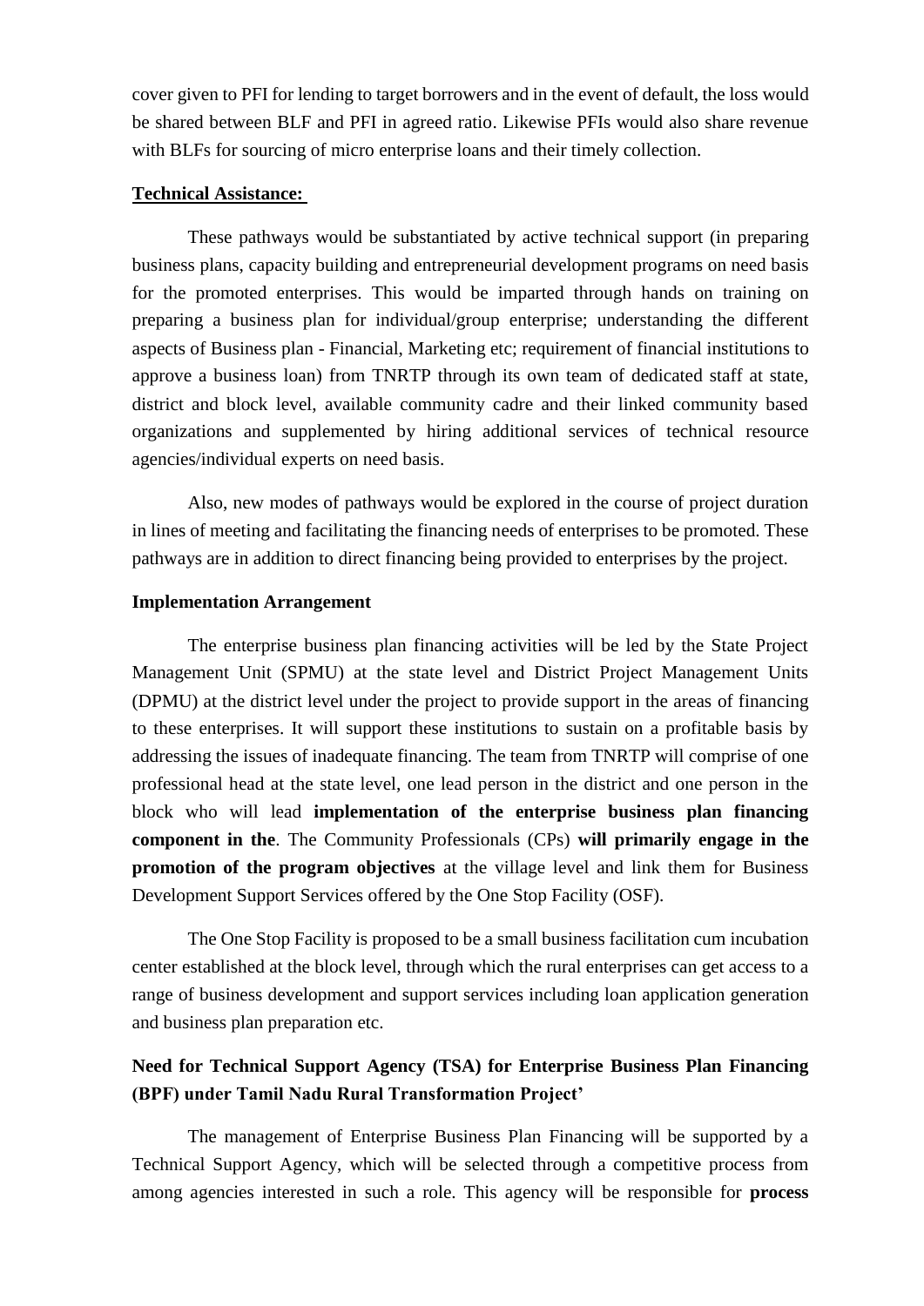cover given to PFI for lending to target borrowers and in the event of default, the loss would be shared between BLF and PFI in agreed ratio. Likewise PFIs would also share revenue with BLFs for sourcing of micro enterprise loans and their timely collection.

**Technical Assistance:**

These pathways would be substantiated by active technical support (in preparing business plans, capacity building and entrepreneurial development programs on need basis for the promoted enterprises. This would be imparted through hands on training on preparing a business plan for individual/group enterprise; understanding the different aspects of Business plan - Financial, Marketing etc; requirement of financial institutions to approve a business loan) from TNRTP through its own team of dedicated staff at state, district and block level, available community cadre and their linked community based organizations and supplemented by hiring additional services of technical resource agencies/individual experts on need basis.

Also, new modes of pathways would be explored in the course of project duration in lines of meeting and facilitating the financing needs of enterprises to be promoted. These pathways are in addition to direct financing being provided to enterprises by the project.

**Implementation Arrangement**

The enterprise business plan financing activities will be led by the State Project Management Unit (SPMU) at the state level and District Project Management Units (DPMU) at the district level under the project to provide support in the areas of financing to these enterprises. It will support these institutions to sustain on a profitable basis by addressing the issues of inadequate financing. The team from TNRTP will comprise of one professional head at the state level, one lead person in the district and one person in the block who will lead **implementation of the enterprise business plan financing component in the**. The Community Professionals (CPs) **will primarily engage in the promotion of the program objectives** at the village level and link them for Business Development Support Services offered by the One Stop Facility (OSF).

The One Stop Facility is proposed to be a small business facilitation cum incubation center established at the block level, through which the rural enterprises can get access to a range of business development and support services including loan application generation and business plan preparation etc.

**Need for Technical Support Agency (TSA) for Enterprise Business Plan Financing (BPF) under Tamil Nadu Rural Transformation Project'**

The management of Enterprise Business Plan Financing will be supported by a Technical Support Agency, which will be selected through a competitive process from among agencies interested in such a role. This agency will be responsible for **process**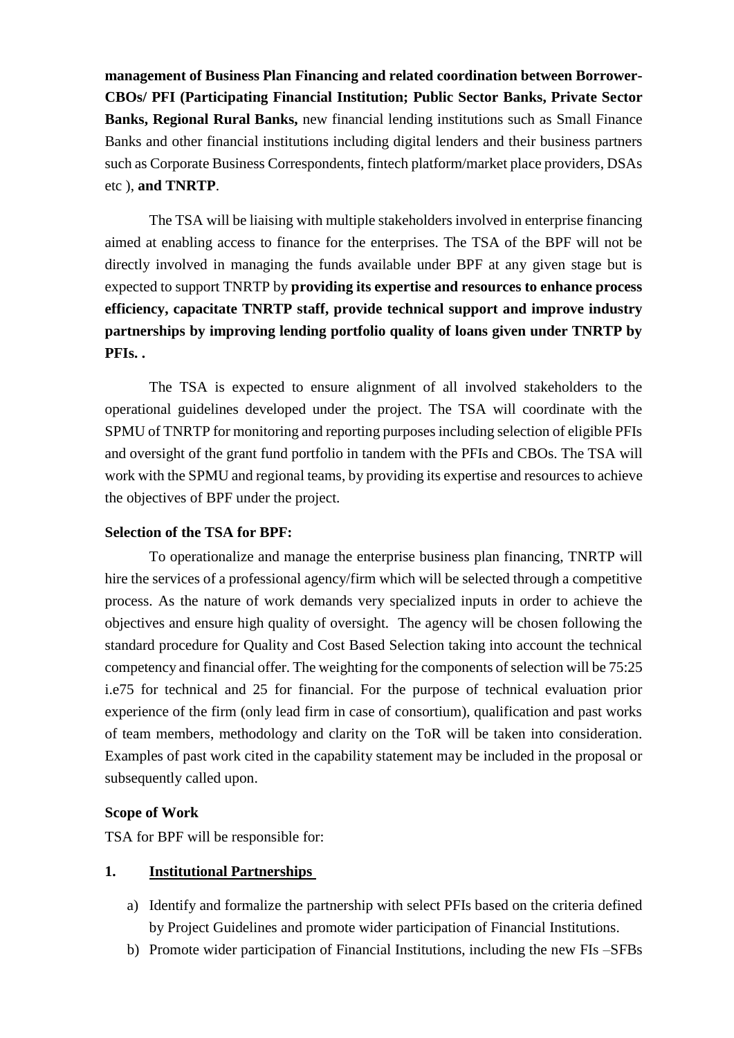**management of Business Plan Financing and related coordination between Borrower-CBOs/ PFI (Participating Financial Institution; Public Sector Banks, Private Sector Banks, Regional Rural Banks,** new financial lending institutions such as Small Finance Banks and other financial institutions including digital lenders and their business partners such as Corporate Business Correspondents, fintech platform/market place providers, DSAs etc ), **and TNRTP**.

The TSA will be liaising with multiple stakeholders involved in enterprise financing aimed at enabling access to finance for the enterprises. The TSA of the BPF will not be directly involved in managing the funds available under BPF at any given stage but is expected to support TNRTP by **providing its expertise and resources to enhance process efficiency, capacitate TNRTP staff, provide technical support and improve industry partnerships by improving lending portfolio quality of loans given under TNRTP by PFIs. .**

The TSA is expected to ensure alignment of all involved stakeholders to the operational guidelines developed under the project. The TSA will coordinate with the SPMU of TNRTP for monitoring and reporting purposes including selection of eligible PFIs and oversight of the grant fund portfolio in tandem with the PFIs and CBOs. The TSA will work with the SPMU and regional teams, by providing its expertise and resources to achieve the objectives of BPF under the project.

**Selection of the TSA for BPF:**

To operationalize and manage the enterprise business plan financing, TNRTP will hire the services of a professional agency/firm which will be selected through a competitive process. As the nature of work demands very specialized inputs in order to achieve the objectives and ensure high quality of oversight. The agency will be chosen following the standard procedure for Quality and Cost Based Selection taking into account the technical competency and financial offer. The weighting for the components of selection will be 75:25 i.e75 for technical and 25 for financial. For the purpose of technical evaluation prior experience of the firm (only lead firm in case of consortium), qualification and past works of team members, methodology and clarity on the ToR will be taken into consideration. Examples of past work cited in the capability statement may be included in the proposal or subsequently called upon.

**Scope of Work**

TSA for BPF will be responsible for:

**1. <u>Institutional Partnerships</u>**

a) Identify and formalize the partnership with select PFIs based on the criteria defined by Project Guidelines and promote wider participation of Financial Institutions.

b) Promote wider participation of Financial Institutions, including the new FIs –SFBs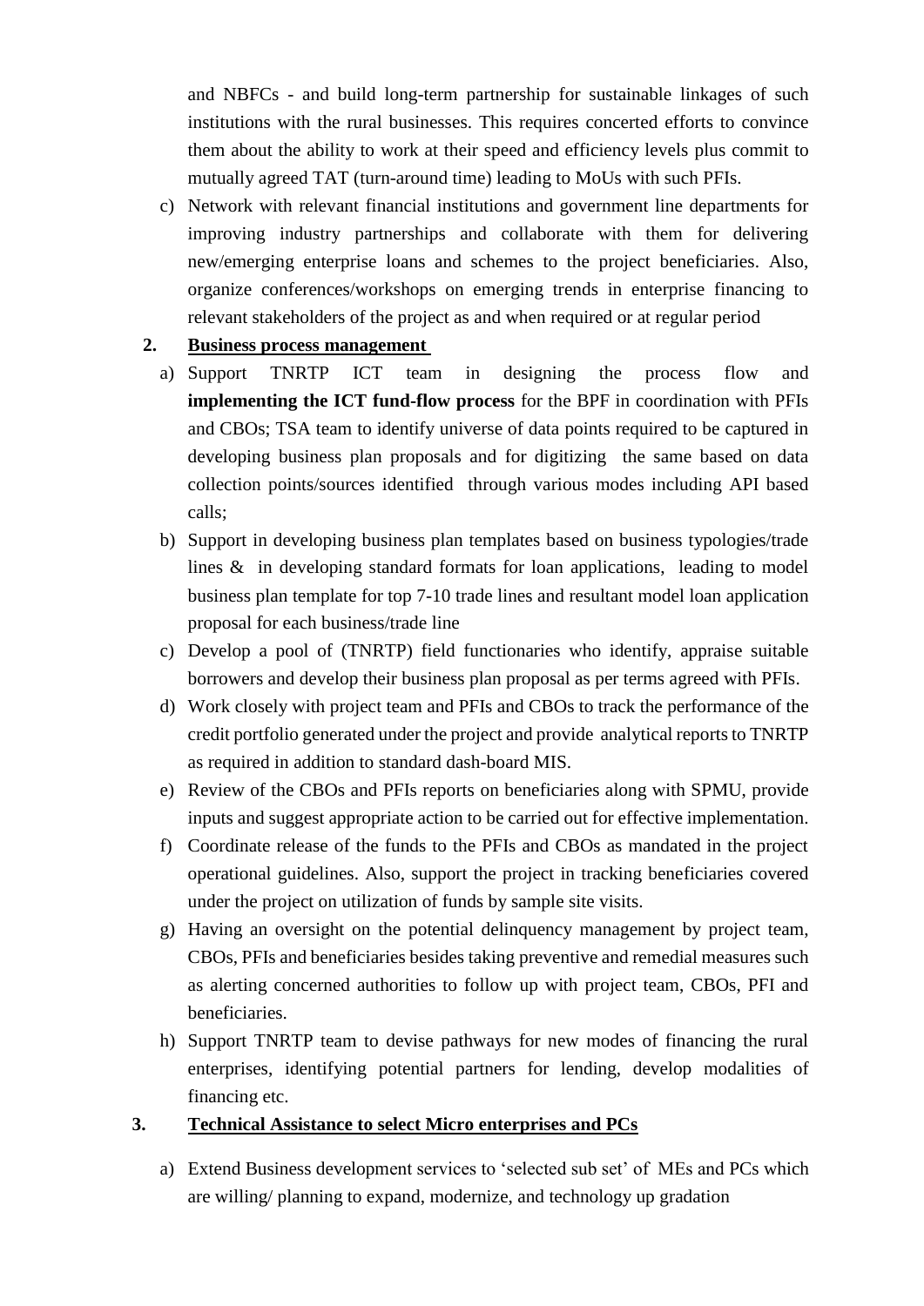and NBFCs - and build long-term partnership for sustainable linkages of such institutions with the rural businesses. This requires concerted efforts to convince them about the ability to work at their speed and efficiency levels plus commit to mutually agreed TAT (turn-around time) leading to MoUs with such PFIs.

c) Network with relevant financial institutions and government line departments for improving industry partnerships and collaborate with them for delivering new/emerging enterprise loans and schemes to the project beneficiaries. Also, organize conferences/workshops on emerging trends in enterprise financing to relevant stakeholders of the project as and when required or at regular period

**2. Business process management**

a) Support TNRTP ICT team in designing the process flow and **implementing the ICT fund-flow process** for the BPF in coordination with PFIs and CBOs; TSA team to identify universe of data points required to be captured in developing business plan proposals and for digitizing the same based on data collection points/sources identified through various modes including API based calls;

b) Support in developing business plan templates based on business typologies/trade lines & in developing standard formats for loan applications, leading to model business plan template for top 7-10 trade lines and resultant model loan application proposal for each business/trade line

c) Develop a pool of (TNRTP) field functionaries who identify, appraise suitable borrowers and develop their business plan proposal as per terms agreed with PFIs.

d) Work closely with project team and PFIs and CBOs to track the performance of the credit portfolio generated under the project and provide analytical reports to TNRTP as required in addition to standard dash-board MIS.

e) Review of the CBOs and PFIs reports on beneficiaries along with SPMU, provide inputs and suggest appropriate action to be carried out for effective implementation.

f) Coordinate release of the funds to the PFIs and CBOs as mandated in the project operational guidelines. Also, support the project in tracking beneficiaries covered under the project on utilization of funds by sample site visits.

g) Having an oversight on the potential delinquency management by project team, CBOs, PFIs and beneficiaries besides taking preventive and remedial measures such as alerting concerned authorities to follow up with project team, CBOs, PFI and beneficiaries.

h) Support TNRTP team to devise pathways for new modes of financing the rural enterprises, identifying potential partners for lending, develop modalities of financing etc.

**3. Technical Assistance to select Micro enterprises and PCs**

a) Extend Business development services to 'selected sub set' of MEs and PCs which are willing/ planning to expand, modernize, and technology up gradation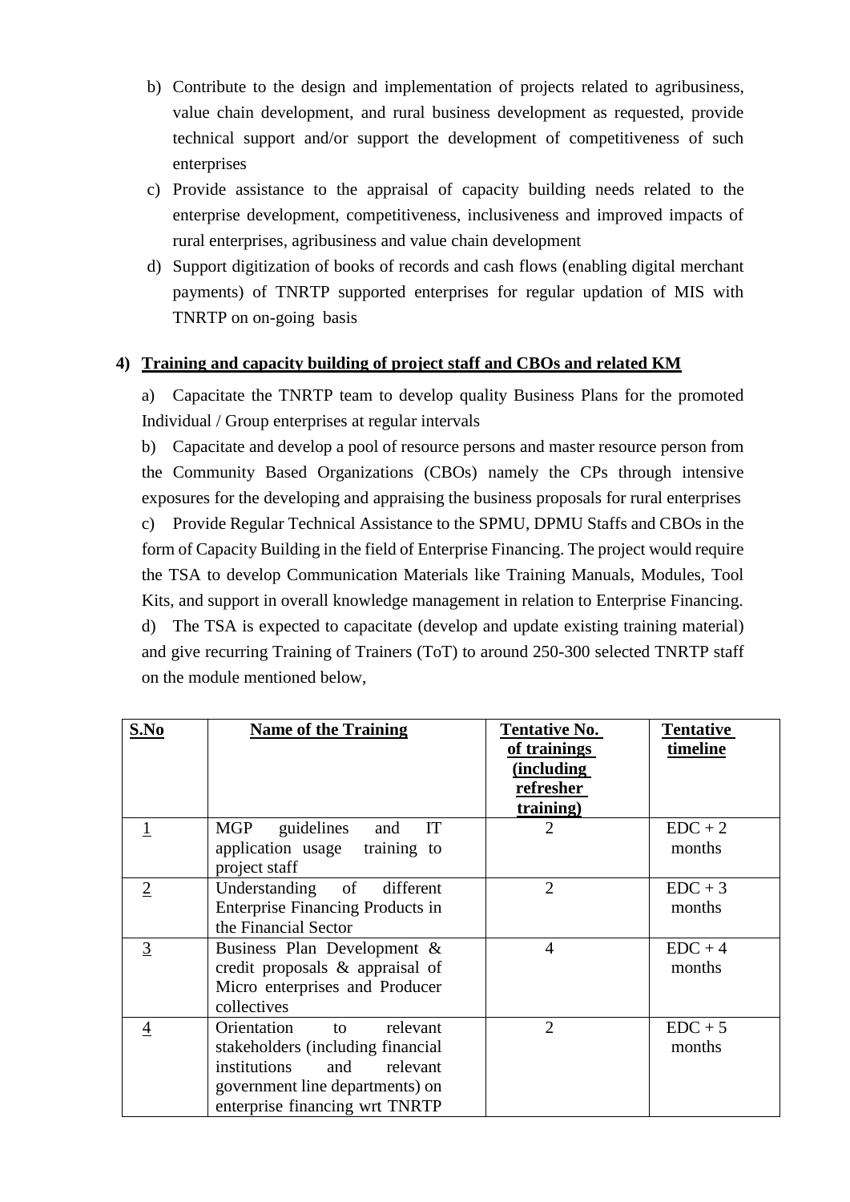b) Contribute to the design and implementation of projects related to agribusiness, value chain development, and rural business development as requested, provide technical support and/or support the development of competitiveness of such enterprises

c) Provide assistance to the appraisal of capacity building needs related to the enterprise development, competitiveness, inclusiveness and improved impacts of rural enterprises, agribusiness and value chain development

d) Support digitization of books of records and cash flows (enabling digital merchant payments) of TNRTP supported enterprises for regular updation of MIS with TNRTP on on-going basis

**4) <u>Training and capacity building of project staff and CBOs and related KM</u>**

a) Capacitate the TNRTP team to develop quality Business Plans for the promoted Individual / Group enterprises at regular intervals

b) Capacitate and develop a pool of resource persons and master resource person from the Community Based Organizations (CBOs) namely the CPs through intensive exposures for the developing and appraising the business proposals for rural enterprises

c) Provide Regular Technical Assistance to the SPMU, DPMU Staffs and CBOs in the form of Capacity Building in the field of Enterprise Financing. The project would require the TSA to develop Communication Materials like Training Manuals, Modules, Tool Kits, and support in overall knowledge management in relation to Enterprise Financing.

d) The TSA is expected to capacitate (develop and update existing training material) and give recurring Training of Trainers (ToT) to around 250-300 selected TNRTP staff on the module mentioned below,

| S.No | Name of the Training | Tentative No. of trainings (including refresher training) | Tentative timeline |
|---|---|---|---|
| 1 | MGP guidelines and IT application usage training to project staff | 2 | EDC + 2 months |
| 2 | Understanding of different Enterprise Financing Products in the Financial Sector | 2 | EDC + 3 months |
| 3 | Business Plan Development & credit proposals & appraisal of Micro enterprises and Producer collectives | 4 | EDC + 4 months |
| 4 | Orientation to relevant stakeholders (including financial institutions and relevant government line departments) on enterprise financing wrt TNRTP | 2 | EDC + 5 months |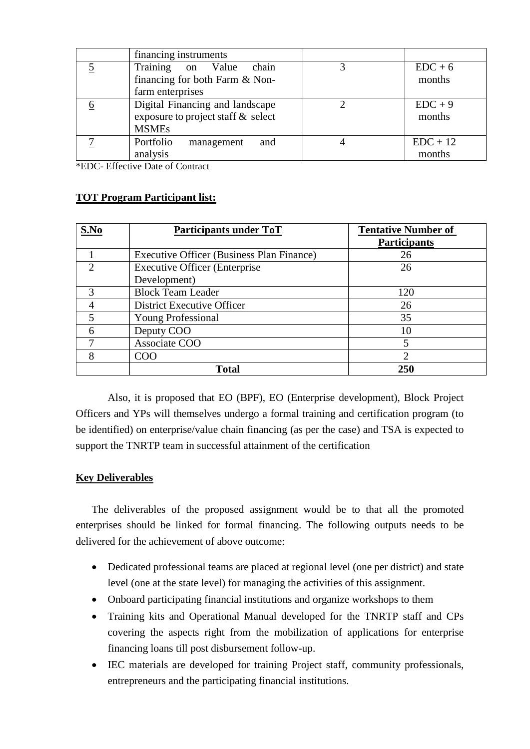| | financing instruments | | |
|---|---|---|---|
| 5 | Training on Value chain financing for both Farm & Non-farm enterprises | 3 | EDC + 6 months |
| 6 | Digital Financing and landscape exposure to project staff & select MSMEs | 2 | EDC + 9 months |
| 7 | Portfolio management and analysis | 4 | EDC + 12 months |

*EDC- Effective Date of Contract

**TOT Program Participant list:**

| S.No | Participants under ToT | Tentative Number of Participants |
|---|---|---|
| 1 | Executive Officer (Business Plan Finance) | 26 |
| 2 | Executive Officer (Enterprise Development) | 26 |
| 3 | Block Team Leader | 120 |
| 4 | District Executive Officer | 26 |
| 5 | Young Professional | 35 |
| 6 | Deputy COO | 10 |
| 7 | Associate COO | 5 |
| 8 | COO | 2 |
| | **Total** | **250** |

Also, it is proposed that EO (BPF), EO (Enterprise development), Block Project Officers and YPs will themselves undergo a formal training and certification program (to be identified) on enterprise/value chain financing (as per the case) and TSA is expected to support the TNRTP team in successful attainment of the certification

**Key Deliverables**

The deliverables of the proposed assignment would be to that all the promoted enterprises should be linked for formal financing. The following outputs needs to be delivered for the achievement of above outcome:

- Dedicated professional teams are placed at regional level (one per district) and state level (one at the state level) for managing the activities of this assignment.
- Onboard participating financial institutions and organize workshops to them
- Training kits and Operational Manual developed for the TNRTP staff and CPs covering the aspects right from the mobilization of applications for enterprise financing loans till post disbursement follow-up.
- IEC materials are developed for training Project staff, community professionals, entrepreneurs and the participating financial institutions.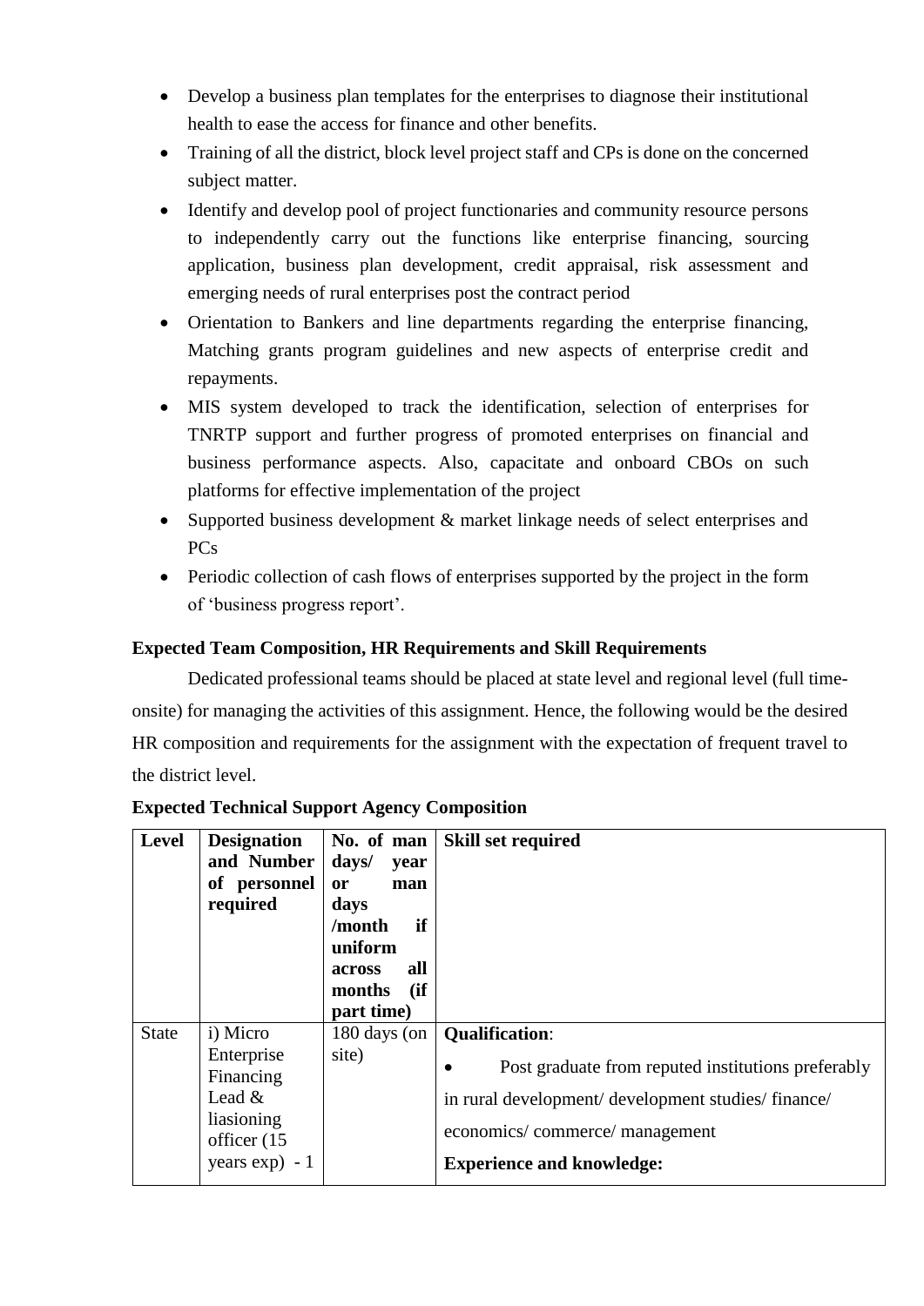- Develop a business plan templates for the enterprises to diagnose their institutional health to ease the access for finance and other benefits.
- Training of all the district, block level project staff and CPs is done on the concerned subject matter.
- Identify and develop pool of project functionaries and community resource persons to independently carry out the functions like enterprise financing, sourcing application, business plan development, credit appraisal, risk assessment and emerging needs of rural enterprises post the contract period
- Orientation to Bankers and line departments regarding the enterprise financing, Matching grants program guidelines and new aspects of enterprise credit and repayments.
- MIS system developed to track the identification, selection of enterprises for TNRTP support and further progress of promoted enterprises on financial and business performance aspects. Also, capacitate and onboard CBOs on such platforms for effective implementation of the project
- Supported business development & market linkage needs of select enterprises and PCs
- Periodic collection of cash flows of enterprises supported by the project in the form of 'business progress report'.

**Expected Team Composition, HR Requirements and Skill Requirements**

Dedicated professional teams should be placed at state level and regional level (full time-onsite) for managing the activities of this assignment. Hence, the following would be the desired HR composition and requirements for the assignment with the expectation of frequent travel to the district level.

**Expected Technical Support Agency Composition**

| Level | Designation and Number of personnel required | No. of man days/ year or man days /month if uniform across all months (if part time) | Skill set required |
|---|---|---|---|
| State | i) Micro Enterprise Financing Lead & liasioning officer (15 years exp) - 1 | 180 days (on site) | **Qualification**:<br>• Post graduate from reputed institutions preferably in rural development/ development studies/ finance/ economics/ commerce/ management<br>**Experience and knowledge:** |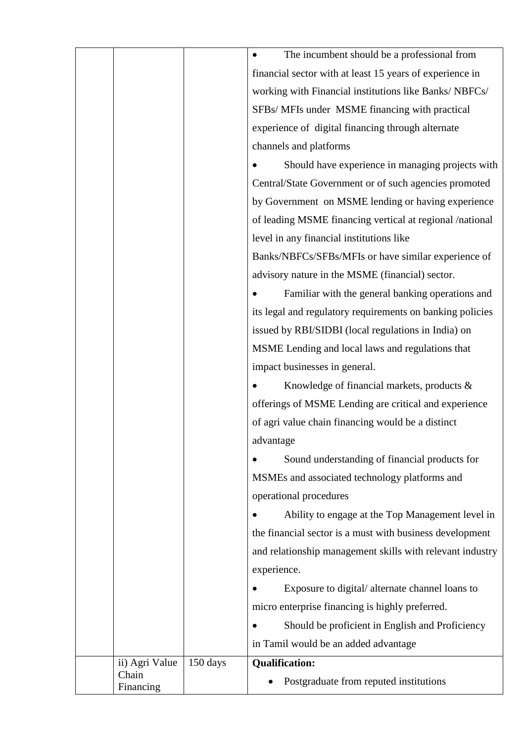|  |  |  |  |
|---|---|---|---|
|  |  |  | • The incumbent should be a professional from financial sector with at least 15 years of experience in working with Financial institutions like Banks/ NBFCs/ SFBs/ MFIs under MSME financing with practical experience of digital financing through alternate channels and platforms<br>• Should have experience in managing projects with Central/State Government or of such agencies promoted by Government on MSME lending or having experience of leading MSME financing vertical at regional /national level in any financial institutions like Banks/NBFCs/SFBs/MFIs or have similar experience of advisory nature in the MSME (financial) sector.<br>• Familiar with the general banking operations and its legal and regulatory requirements on banking policies issued by RBI/SIDBI (local regulations in India) on MSME Lending and local laws and regulations that impact businesses in general.<br>• Knowledge of financial markets, products & offerings of MSME Lending are critical and experience of agri value chain financing would be a distinct advantage<br>• Sound understanding of financial products for MSMEs and associated technology platforms and operational procedures<br>• Ability to engage at the Top Management level in the financial sector is a must with business development and relationship management skills with relevant industry experience.<br>• Exposure to digital/ alternate channel loans to micro enterprise financing is highly preferred.<br>• Should be proficient in English and Proficiency in Tamil would be an added advantage |
|  | ii) Agri Value Chain Financing | 150 days | **Qualification:**<br>• Postgraduate from reputed institutions |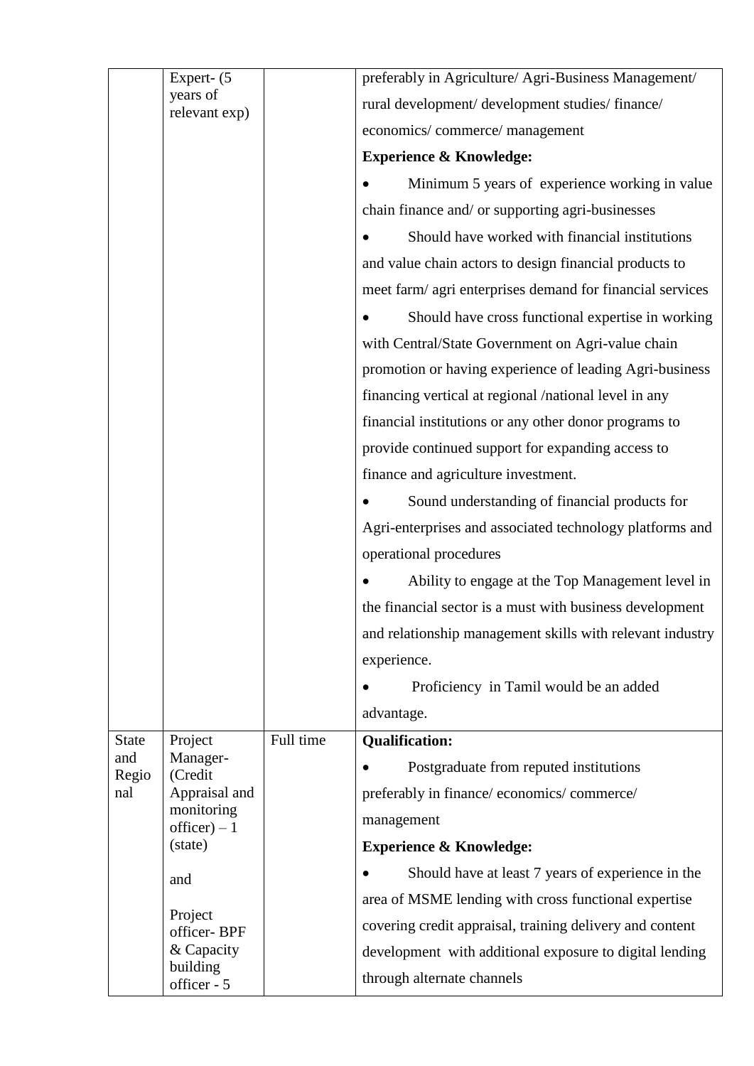|  |  |  |  |
|---|---|---|---|
|  | Expert- (5 years of relevant exp) |  | preferably in Agriculture/ Agri-Business Management/ rural development/ development studies/ finance/ economics/ commerce/ management<br>**Experience & Knowledge:**<br>• Minimum 5 years of experience working in value chain finance and/ or supporting agri-businesses<br>• Should have worked with financial institutions and value chain actors to design financial products to meet farm/ agri enterprises demand for financial services<br>• Should have cross functional expertise in working with Central/State Government on Agri-value chain promotion or having experience of leading Agri-business financing vertical at regional /national level in any financial institutions or any other donor programs to provide continued support for expanding access to finance and agriculture investment.<br>• Sound understanding of financial products for Agri-enterprises and associated technology platforms and operational procedures<br>• Ability to engage at the Top Management level in the financial sector is a must with business development and relationship management skills with relevant industry experience.<br>• Proficiency in Tamil would be an added advantage. |
| State and Regional | Project Manager- (Credit Appraisal and monitoring officer) – 1 (state)<br><br>and<br><br>Project officer- BPF & Capacity building officer - 5 | Full time | **Qualification:**<br>• Postgraduate from reputed institutions preferably in finance/ economics/ commerce/ management<br>**Experience & Knowledge:**<br>• Should have at least 7 years of experience in the area of MSME lending with cross functional expertise covering credit appraisal, training delivery and content development with additional exposure to digital lending through alternate channels |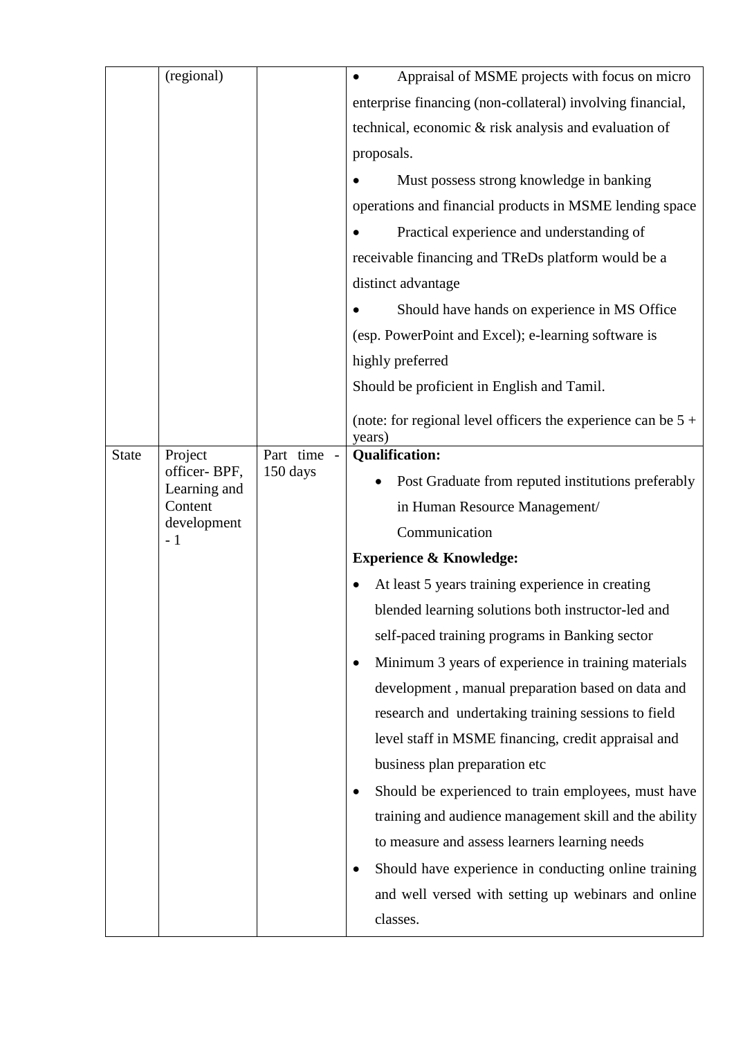| | | | |
|---|---|---|---|
| | (regional) | | • Appraisal of MSME projects with focus on micro enterprise financing (non-collateral) involving financial, technical, economic & risk analysis and evaluation of proposals.<br>• Must possess strong knowledge in banking operations and financial products in MSME lending space<br>• Practical experience and understanding of receivable financing and TReDs platform would be a distinct advantage<br>• Should have hands on experience in MS Office (esp. PowerPoint and Excel); e-learning software is highly preferred<br>Should be proficient in English and Tamil.<br>(note: for regional level officers the experience can be 5 + years) |
| State | Project officer- BPF, Learning and Content development - 1 | Part time - 150 days | **Qualification:**<br>• Post Graduate from reputed institutions preferably in Human Resource Management/ Communication<br>**Experience & Knowledge:**<br>• At least 5 years training experience in creating blended learning solutions both instructor-led and self-paced training programs in Banking sector<br>• Minimum 3 years of experience in training materials development , manual preparation based on data and research and undertaking training sessions to field level staff in MSME financing, credit appraisal and business plan preparation etc<br>• Should be experienced to train employees, must have training and audience management skill and the ability to measure and assess learners learning needs<br>• Should have experience in conducting online training and well versed with setting up webinars and online classes. |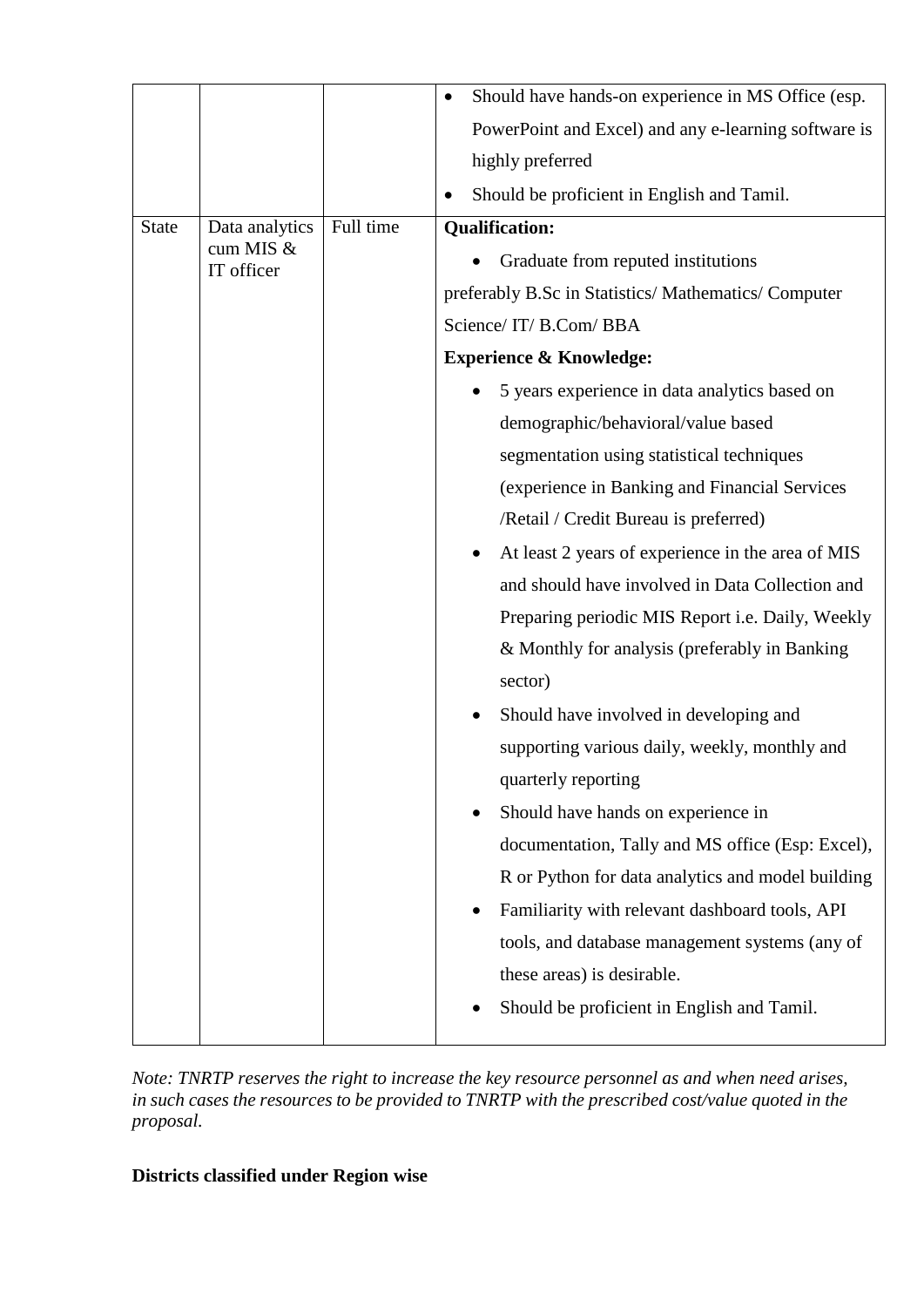|  |  |  | • Should have hands-on experience in MS Office (esp. PowerPoint and Excel) and any e-learning software is highly preferred<br>• Should be proficient in English and Tamil. |
|---|---|---|---|
| State | Data analytics cum MIS & IT officer | Full time | **Qualification:**<br>• Graduate from reputed institutions<br>preferably B.Sc in Statistics/ Mathematics/ Computer Science/ IT/ B.Com/ BBA<br>**Experience & Knowledge:**<br>• 5 years experience in data analytics based on demographic/behavioral/value based segmentation using statistical techniques (experience in Banking and Financial Services /Retail / Credit Bureau is preferred)<br>• At least 2 years of experience in the area of MIS and should have involved in Data Collection and Preparing periodic MIS Report i.e. Daily, Weekly & Monthly for analysis (preferably in Banking sector)<br>• Should have involved in developing and supporting various daily, weekly, monthly and quarterly reporting<br>• Should have hands on experience in documentation, Tally and MS office (Esp: Excel), R or Python for data analytics and model building<br>• Familiarity with relevant dashboard tools, API tools, and database management systems (any of these areas) is desirable.<br>• Should be proficient in English and Tamil. |

*Note: TNRTP reserves the right to increase the key resource personnel as and when need arises, in such cases the resources to be provided to TNRTP with the prescribed cost/value quoted in the proposal.*

**Districts classified under Region wise**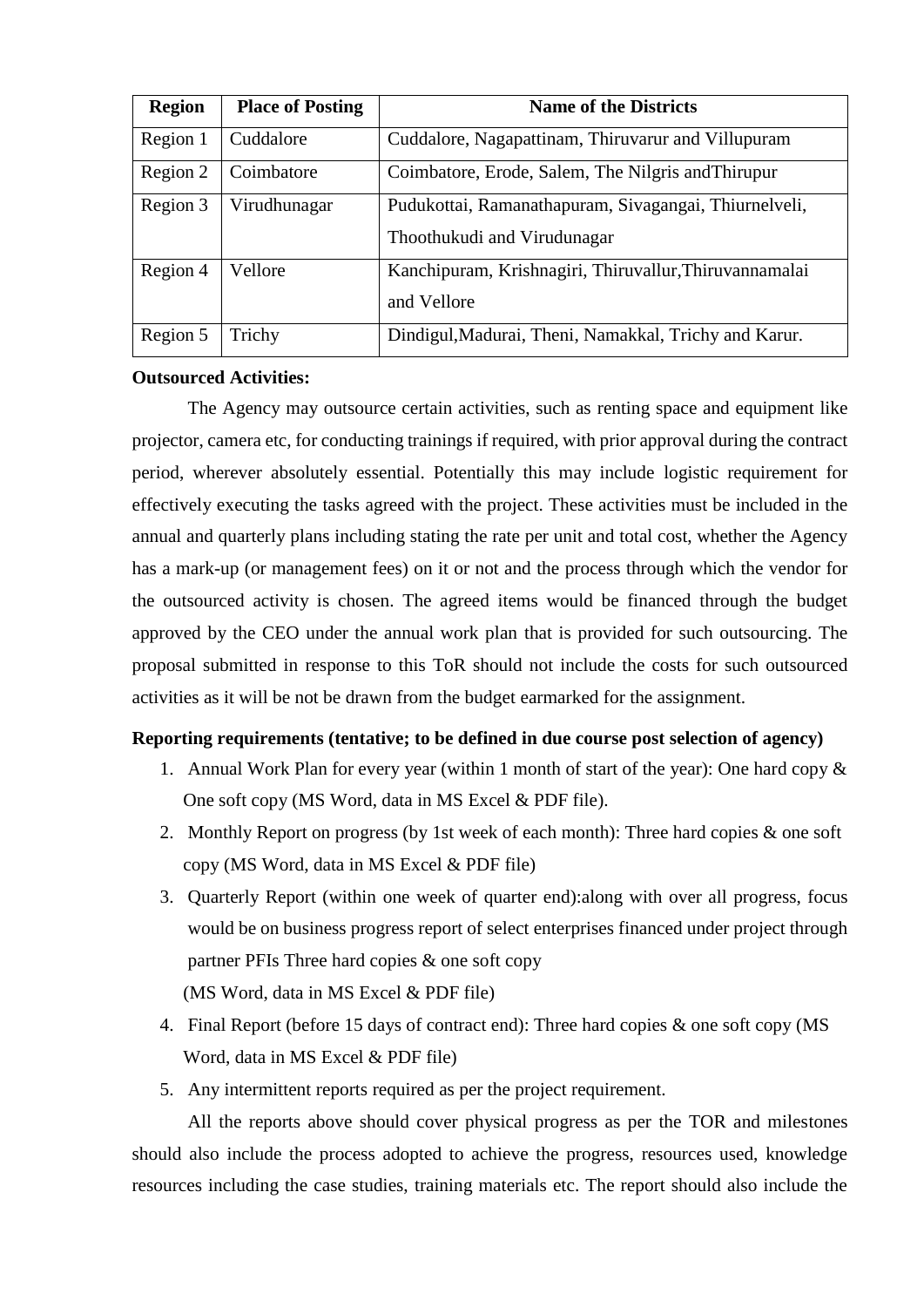| Region | Place of Posting | Name of the Districts |
|---|---|---|
| Region 1 | Cuddalore | Cuddalore, Nagapattinam, Thiruvarur and Villupuram |
| Region 2 | Coimbatore | Coimbatore, Erode, Salem, The Nilgris andThirupur |
| Region 3 | Virudhunagar | Pudukottai, Ramanathapuram, Sivagangai, Thiurnelveli, Thoothukudi and Virudunagar |
| Region 4 | Vellore | Kanchipuram, Krishnagiri, Thiruvallur,Thiruvannamalai and Vellore |
| Region 5 | Trichy | Dindigul,Madurai, Theni, Namakkal, Trichy and Karur. |

**Outsourced Activities:**

The Agency may outsource certain activities, such as renting space and equipment like projector, camera etc, for conducting trainings if required, with prior approval during the contract period, wherever absolutely essential. Potentially this may include logistic requirement for effectively executing the tasks agreed with the project. These activities must be included in the annual and quarterly plans including stating the rate per unit and total cost, whether the Agency has a mark-up (or management fees) on it or not and the process through which the vendor for the outsourced activity is chosen. The agreed items would be financed through the budget approved by the CEO under the annual work plan that is provided for such outsourcing. The proposal submitted in response to this ToR should not include the costs for such outsourced activities as it will be not be drawn from the budget earmarked for the assignment.

**Reporting requirements (tentative; to be defined in due course post selection of agency)**

1. Annual Work Plan for every year (within 1 month of start of the year): One hard copy & One soft copy (MS Word, data in MS Excel & PDF file).
2. Monthly Report on progress (by 1st week of each month): Three hard copies & one soft copy (MS Word, data in MS Excel & PDF file)
3. Quarterly Report (within one week of quarter end):along with over all progress, focus would be on business progress report of select enterprises financed under project through partner PFIs Three hard copies & one soft copy (MS Word, data in MS Excel & PDF file)
4. Final Report (before 15 days of contract end): Three hard copies & one soft copy (MS Word, data in MS Excel & PDF file)
5. Any intermittent reports required as per the project requirement.

All the reports above should cover physical progress as per the TOR and milestones should also include the process adopted to achieve the progress, resources used, knowledge resources including the case studies, training materials etc. The report should also include the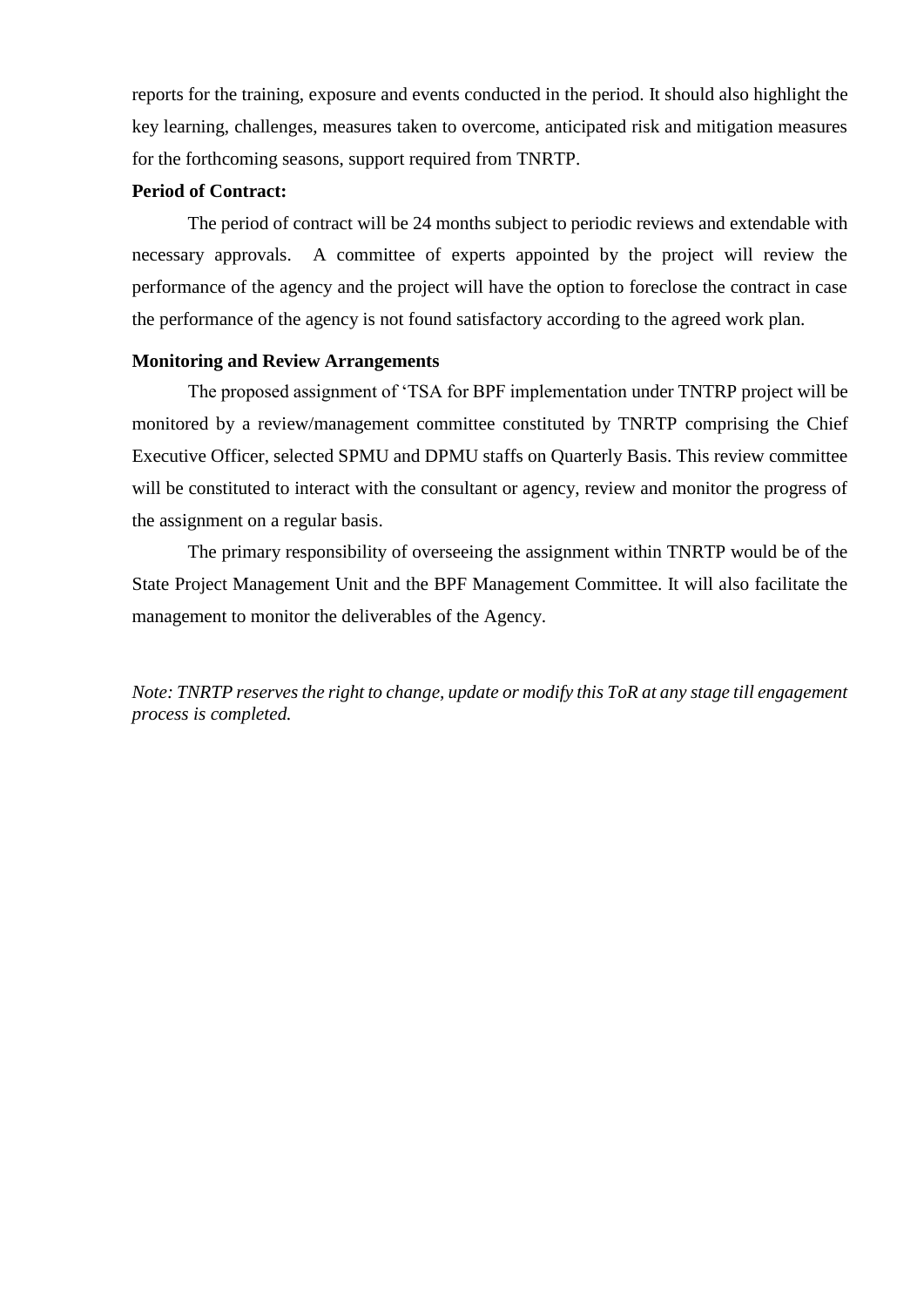reports for the training, exposure and events conducted in the period. It should also highlight the key learning, challenges, measures taken to overcome, anticipated risk and mitigation measures for the forthcoming seasons, support required from TNRTP.

**Period of Contract:**

The period of contract will be 24 months subject to periodic reviews and extendable with necessary approvals. A committee of experts appointed by the project will review the performance of the agency and the project will have the option to foreclose the contract in case the performance of the agency is not found satisfactory according to the agreed work plan.

**Monitoring and Review Arrangements**

The proposed assignment of 'TSA for BPF implementation under TNTRP project will be monitored by a review/management committee constituted by TNRTP comprising the Chief Executive Officer, selected SPMU and DPMU staffs on Quarterly Basis. This review committee will be constituted to interact with the consultant or agency, review and monitor the progress of the assignment on a regular basis.

The primary responsibility of overseeing the assignment within TNRTP would be of the State Project Management Unit and the BPF Management Committee. It will also facilitate the management to monitor the deliverables of the Agency.

*Note: TNRTP reserves the right to change, update or modify this ToR at any stage till engagement process is completed.*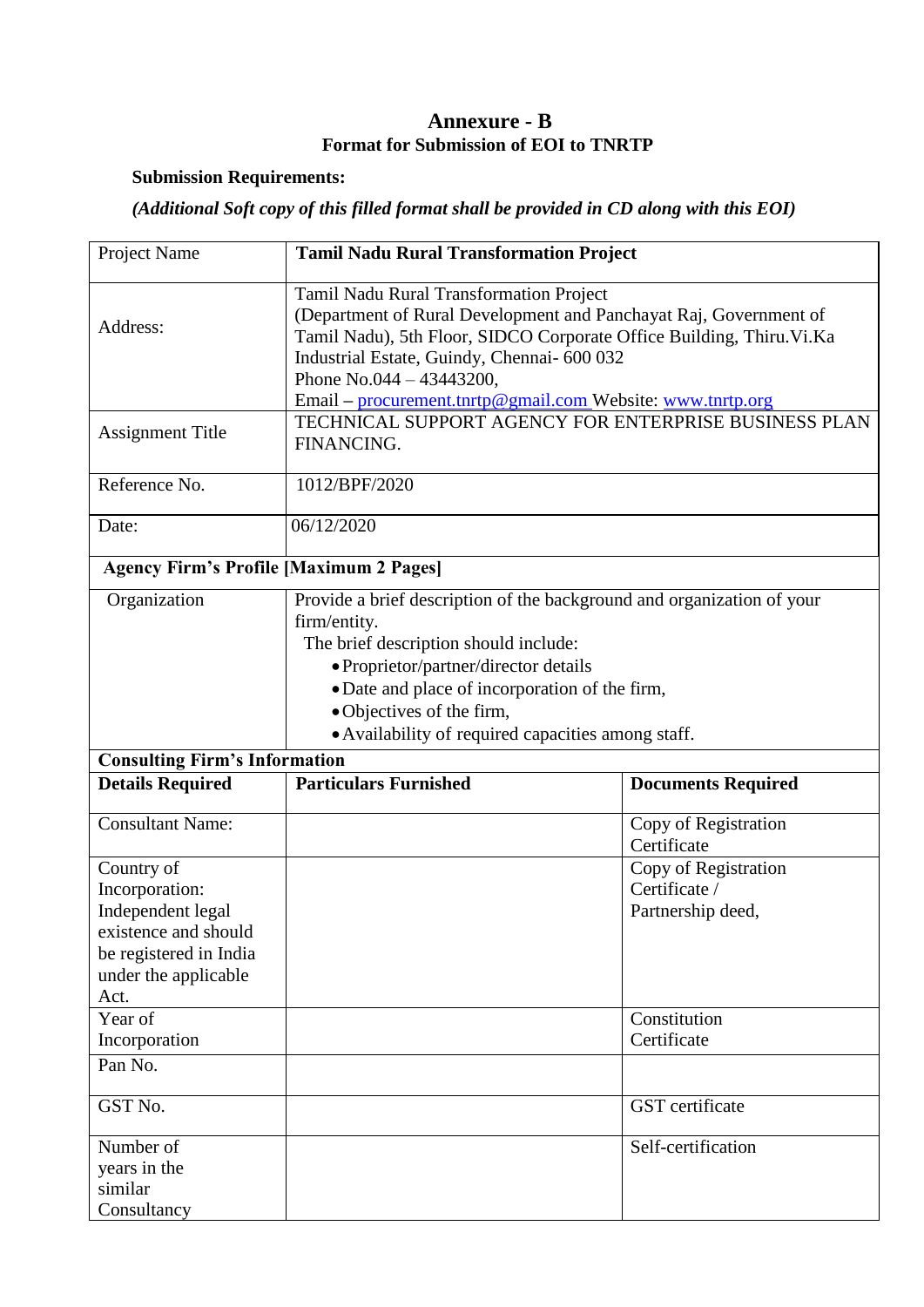# Annexure - B

## Format for Submission of EOI to TNRTP

**Submission Requirements:**

***(Additional Soft copy of this filled format shall be provided in CD along with this EOI)***

| Project Name | **Tamil Nadu Rural Transformation Project** | |
|---|---|---|
| Address: | Tamil Nadu Rural Transformation Project (Department of Rural Development and Panchayat Raj, Government of Tamil Nadu), 5th Floor, SIDCO Corporate Office Building, Thiru.Vi.Ka Industrial Estate, Guindy, Chennai- 600 032 Phone No.044 – 43443200, Email – procurement.tnrtp@gmail.com Website: www.tnrtp.org | |
| Assignment Title | TECHNICAL SUPPORT AGENCY FOR ENTERPRISE BUSINESS PLAN FINANCING. | |
| Reference No. | 1012/BPF/2020 | |
| Date: | 06/12/2020 | |
| **Agency Firm's Profile [Maximum 2 Pages]** | | |
| Organization | Provide a brief description of the background and organization of your firm/entity. The brief description should include: • Proprietor/partner/director details • Date and place of incorporation of the firm, • Objectives of the firm, • Availability of required capacities among staff. | |
| **Consulting Firm's Information** | | |
| **Details Required** | **Particulars Furnished** | **Documents Required** |
| Consultant Name: | | Copy of Registration Certificate |
| Country of Incorporation: Independent legal existence and should be registered in India under the applicable Act. | | Copy of Registration Certificate / Partnership deed, |
| Year of Incorporation | | Constitution Certificate |
| Pan No. | | |
| GST No. | | GST certificate |
| Number of years in the similar Consultancy | | Self-certification |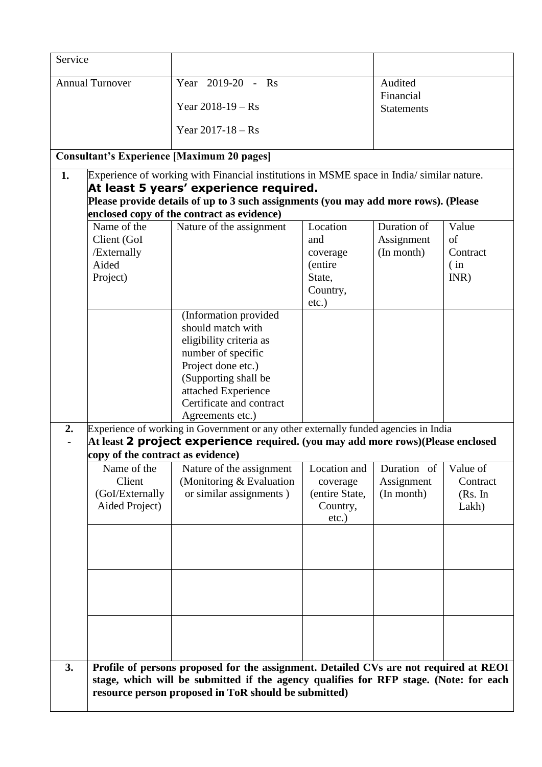| Service | | |
|---|---|---|
| Annual Turnover | Year 2019-20 - Rs<br><br>Year 2018-19 – Rs<br><br>Year 2017-18 – Rs | Audited Financial Statements |

**Consultant's Experience [Maximum 20 pages]**

**1.** Experience of working with Financial institutions in MSME space in India/ similar nature.

**At least 5 years' experience required.**

**Please provide details of up to 3 such assignments (you may add more rows). (Please enclosed copy of the contract as evidence)**

| Name of the Client (GoI /Externally Aided Project) | Nature of the assignment | Location and coverage (entire State, Country, etc.) | Duration of Assignment (In month) | Value of Contract ( in INR) |
|---|---|---|---|---|
| | (Information provided should match with eligibility criteria as number of specific Project done etc.) (Supporting shall be attached Experience Certificate and contract Agreements etc.) | | | |

**2.** Experience of working in Government or any other externally funded agencies in India

**At least 2 project experience required. (you may add more rows)(Please enclosed copy of the contract as evidence)**

| Name of the Client (GoI/Externally Aided Project) | Nature of the assignment (Monitoring & Evaluation or similar assignments ) | Location and coverage (entire State, Country, etc.) | Duration of Assignment (In month) | Value of Contract (Rs. In Lakh) |
|---|---|---|---|---|
| | | | | |
| | | | | |
| | | | | |

**3.** **Profile of persons proposed for the assignment. Detailed CVs are not required at REOI stage, which will be submitted if the agency qualifies for RFP stage. (Note: for each resource person proposed in ToR should be submitted)**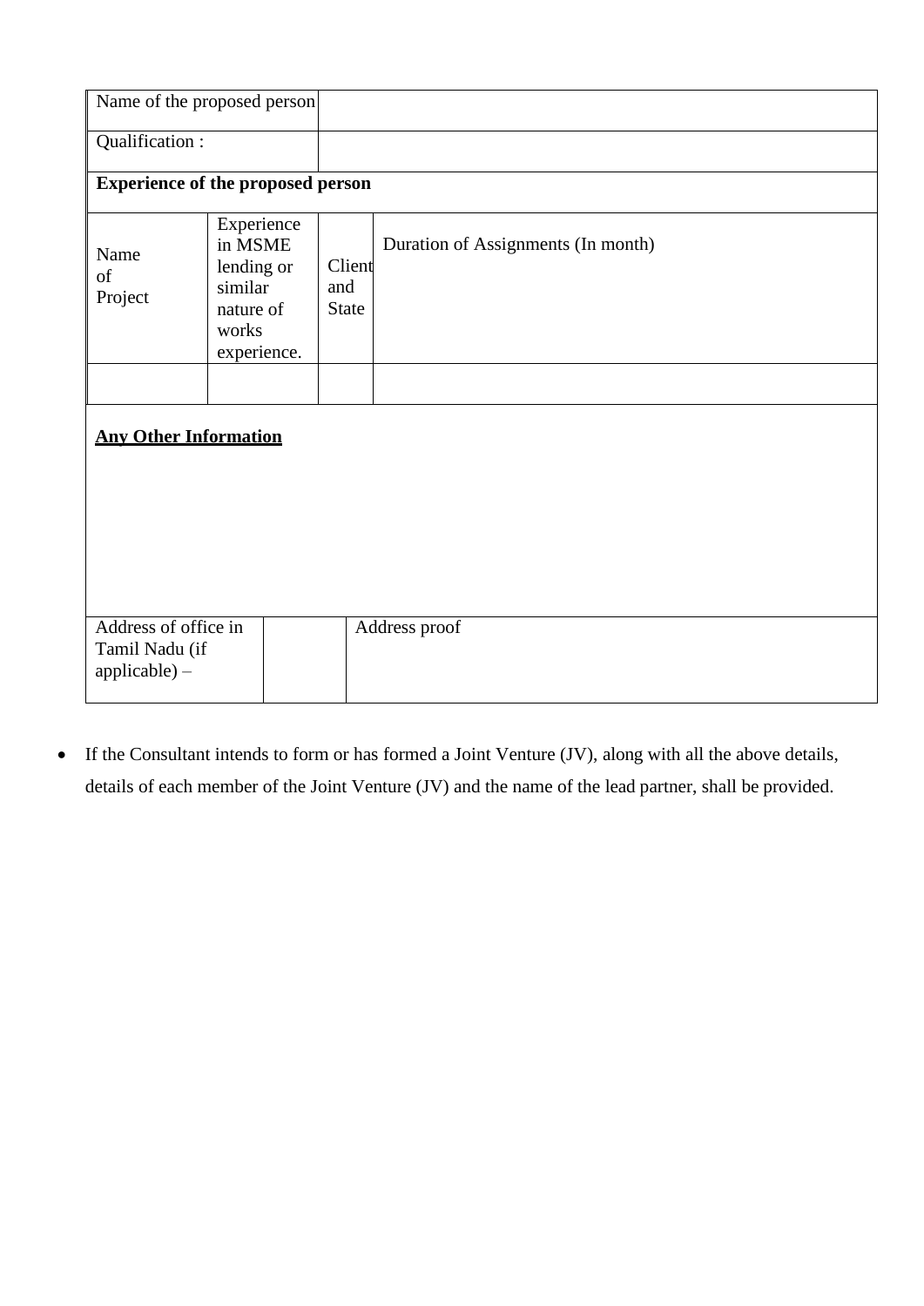| Name of the proposed person | | | |
|---|---|---|---|
| Qualification : | | | |
| **Experience of the proposed person** | | | |
| Name of Project | Experience in MSME lending or similar nature of works experience. | Client and State | Duration of Assignments (In month) |
| | | | |

**Any Other Information**

| Address of office in Tamil Nadu (if applicable) – | | Address proof |
|---|---|---|

- If the Consultant intends to form or has formed a Joint Venture (JV), along with all the above details, details of each member of the Joint Venture (JV) and the name of the lead partner, shall be provided.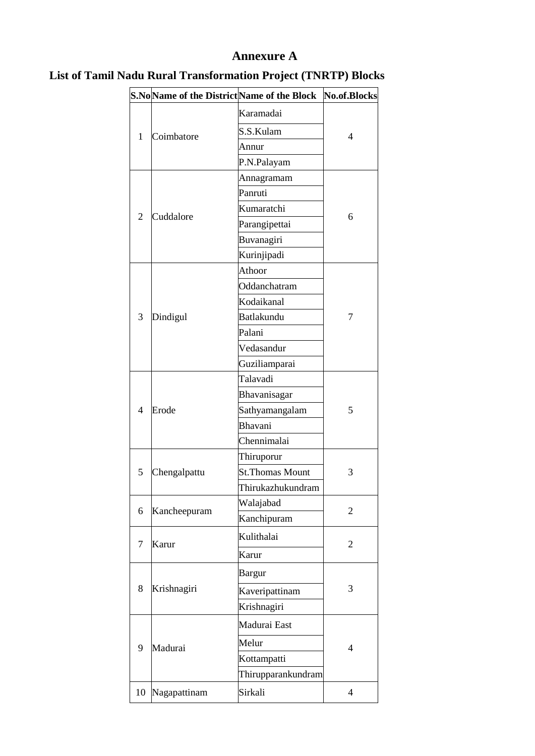# Annexure A

## List of Tamil Nadu Rural Transformation Project (TNRTP) Blocks

| S.No | Name of the District | Name of the Block | No.of.Blocks |
|---|---|---|---|
| 1 | Coimbatore | Karamadai | 4 |
| | | S.S.Kulam | |
| | | Annur | |
| | | P.N.Palayam | |
| 2 | Cuddalore | Annagramam | 6 |
| | | Panruti | |
| | | Kumaratchi | |
| | | Parangipettai | |
| | | Buvanagiri | |
| | | Kurinjipadi | |
| 3 | Dindigul | Athoor | 7 |
| | | Oddanchatram | |
| | | Kodaikanal | |
| | | Batlakundu | |
| | | Palani | |
| | | Vedasandur | |
| | | Guziliamparai | |
| 4 | Erode | Talavadi | 5 |
| | | Bhavanisagar | |
| | | Sathyamangalam | |
| | | Bhavani | |
| | | Chennimalai | |
| 5 | Chengalpattu | Thiruporur | 3 |
| | | St.Thomas Mount | |
| | | Thirukazhukundram | |
| 6 | Kancheepuram | Walajabad | 2 |
| | | Kanchipuram | |
| 7 | Karur | Kulithalai | 2 |
| | | Karur | |
| 8 | Krishnagiri | Bargur | 3 |
| | | Kaveripattinam | |
| | | Krishnagiri | |
| 9 | Madurai | Madurai East | 4 |
| | | Melur | |
| | | Kottampatti | |
| | | Thirupparankundram | |
| 10 | Nagapattinam | Sirkali | 4 |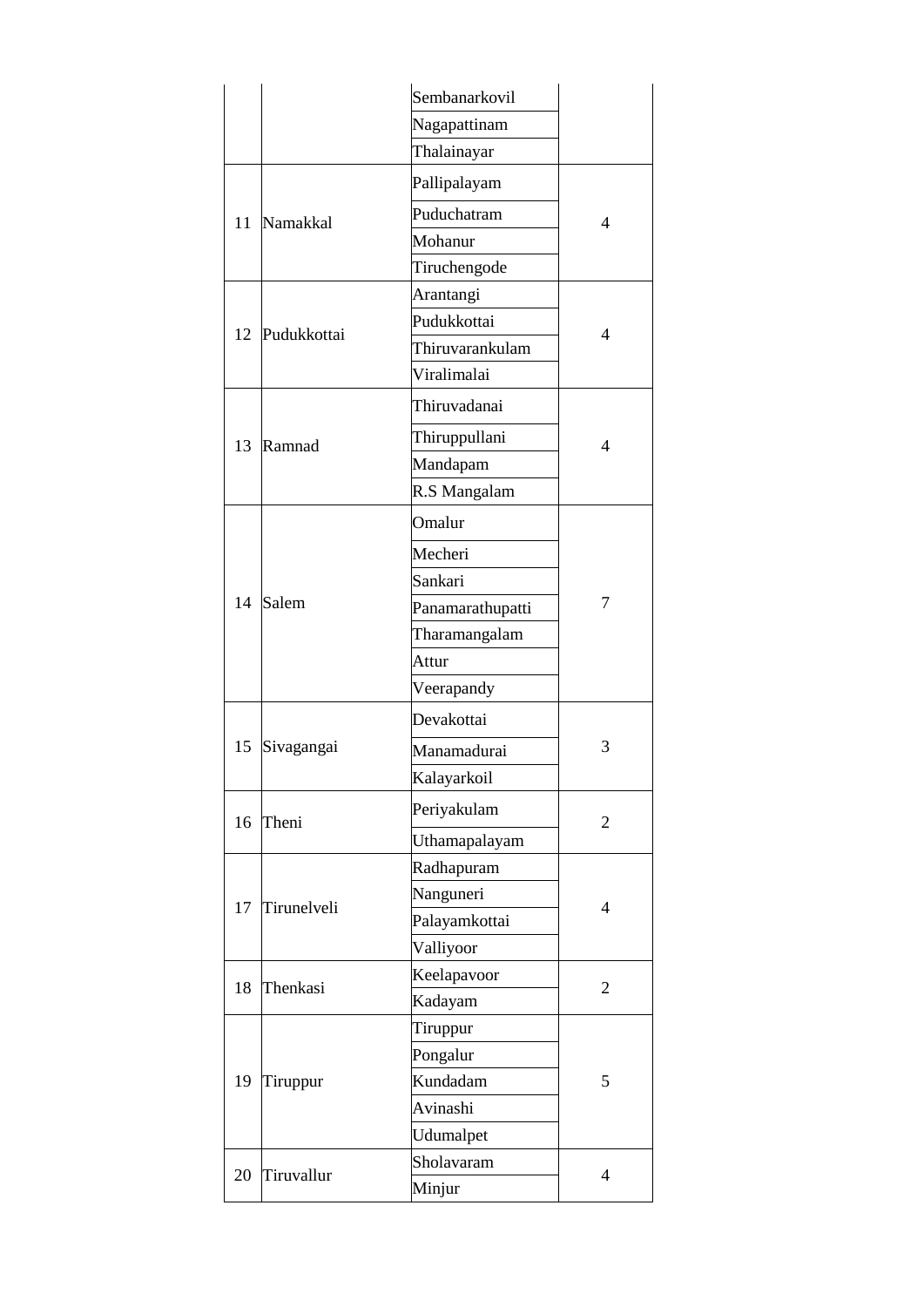| | | | |
|---|---|---|---|
| | | Sembanarkovil | |
| | | Nagapattinam | |
| | | Thalainayar | |
| 11 | Namakkal | Pallipalayam | 4 |
| | | Puduchatram | |
| | | Mohanur | |
| | | Tiruchengode | |
| 12 | Pudukkottai | Arantangi | 4 |
| | | Pudukkottai | |
| | | Thiruvarankulam | |
| | | Viralimalai | |
| 13 | Ramnad | Thiruvadanai | 4 |
| | | Thiruppullani | |
| | | Mandapam | |
| | | R.S Mangalam | |
| 14 | Salem | Omalur | 7 |
| | | Mecheri | |
| | | Sankari | |
| | | Panamarathupatti | |
| | | Tharamangalam | |
| | | Attur | |
| | | Veerapandy | |
| 15 | Sivagangai | Devakottai | 3 |
| | | Manamadurai | |
| | | Kalayarkoil | |
| 16 | Theni | Periyakulam | 2 |
| | | Uthamapalayam | |
| 17 | Tirunelveli | Radhapuram | 4 |
| | | Nanguneri | |
| | | Palayamkottai | |
| | | Valliyoor | |
| 18 | Thenkasi | Keelapavoor | 2 |
| | | Kadayam | |
| 19 | Tiruppur | Tiruppur | 5 |
| | | Pongalur | |
| | | Kundadam | |
| | | Avinashi | |
| | | Udumalpet | |
| 20 | Tiruvallur | Sholavaram | 4 |
| | | Minjur | |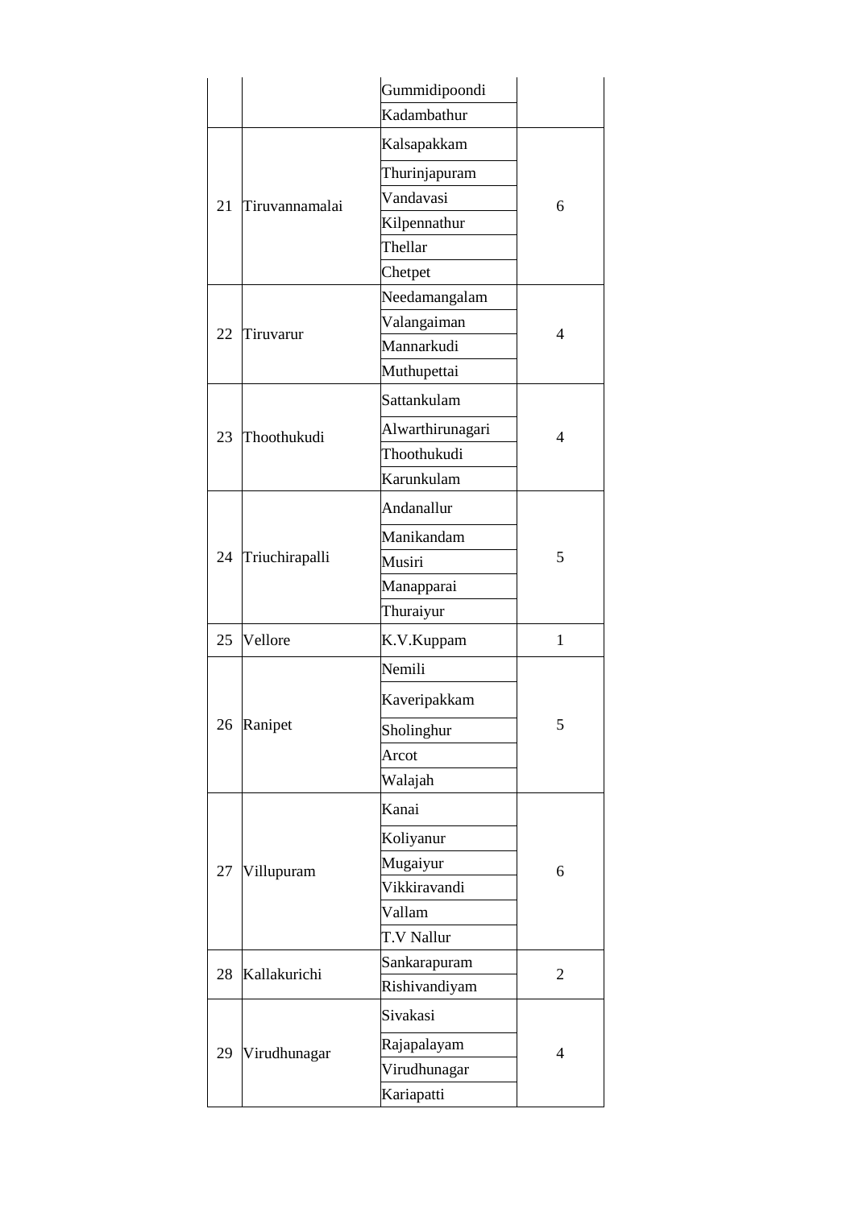| | | | |
|---|---|---|---|
| | | Gummidipoondi | |
| | | Kadambathur | |
| 21 | Tiruvannamalai | Kalsapakkam | 6 |
| | | Thurinjapuram | |
| | | Vandavasi | |
| | | Kilpennathur | |
| | | Thellar | |
| | | Chetpet | |
| 22 | Tiruvarur | Needamangalam | 4 |
| | | Valangaiman | |
| | | Mannarkudi | |
| | | Muthupettai | |
| 23 | Thoothukudi | Sattankulam | 4 |
| | | Alwarthirunagari | |
| | | Thoothukudi | |
| | | Karunkulam | |
| 24 | Triuchirapalli | Andanallur | 5 |
| | | Manikandam | |
| | | Musiri | |
| | | Manapparai | |
| | | Thuraiyur | |
| 25 | Vellore | K.V.Kuppam | 1 |
| 26 | Ranipet | Nemili | 5 |
| | | Kaveripakkam | |
| | | Sholinghur | |
| | | Arcot | |
| | | Walajah | |
| 27 | Villupuram | Kanai | 6 |
| | | Koliyanur | |
| | | Mugaiyur | |
| | | Vikkiravandi | |
| | | Vallam | |
| | | T.V Nallur | |
| 28 | Kallakurichi | Sankarapuram | 2 |
| | | Rishivandiyam | |
| 29 | Virudhunagar | Sivakasi | 4 |
| | | Rajapalayam | |
| | | Virudhunagar | |
| | | Kariapatti | |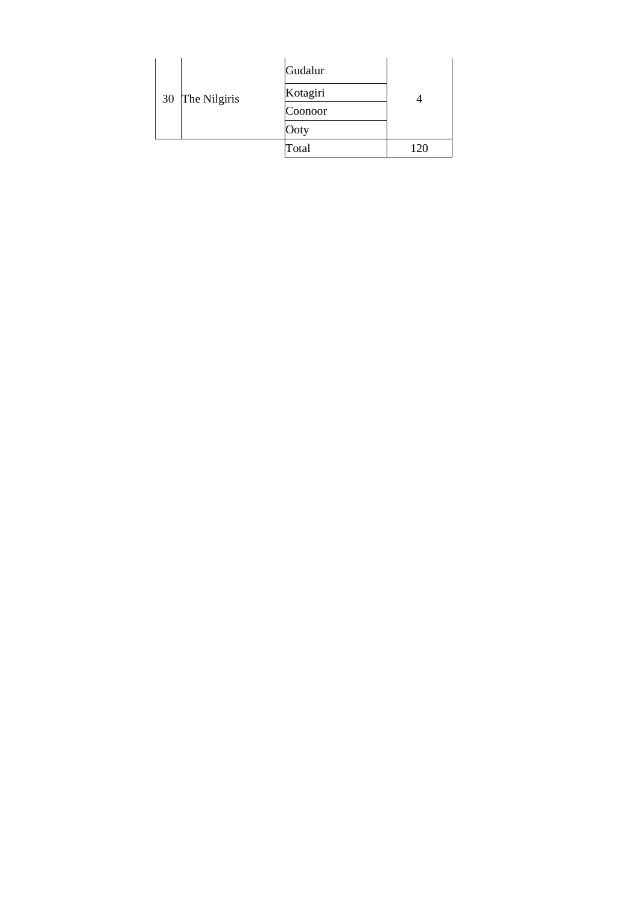| | | | |
|---|---|---|---|
| 30 | The Nilgiris | Gudalur | 4 |
| | | Kotagiri | |
| | | Coonoor | |
| | | Ooty | |
| | | Total | 120 |